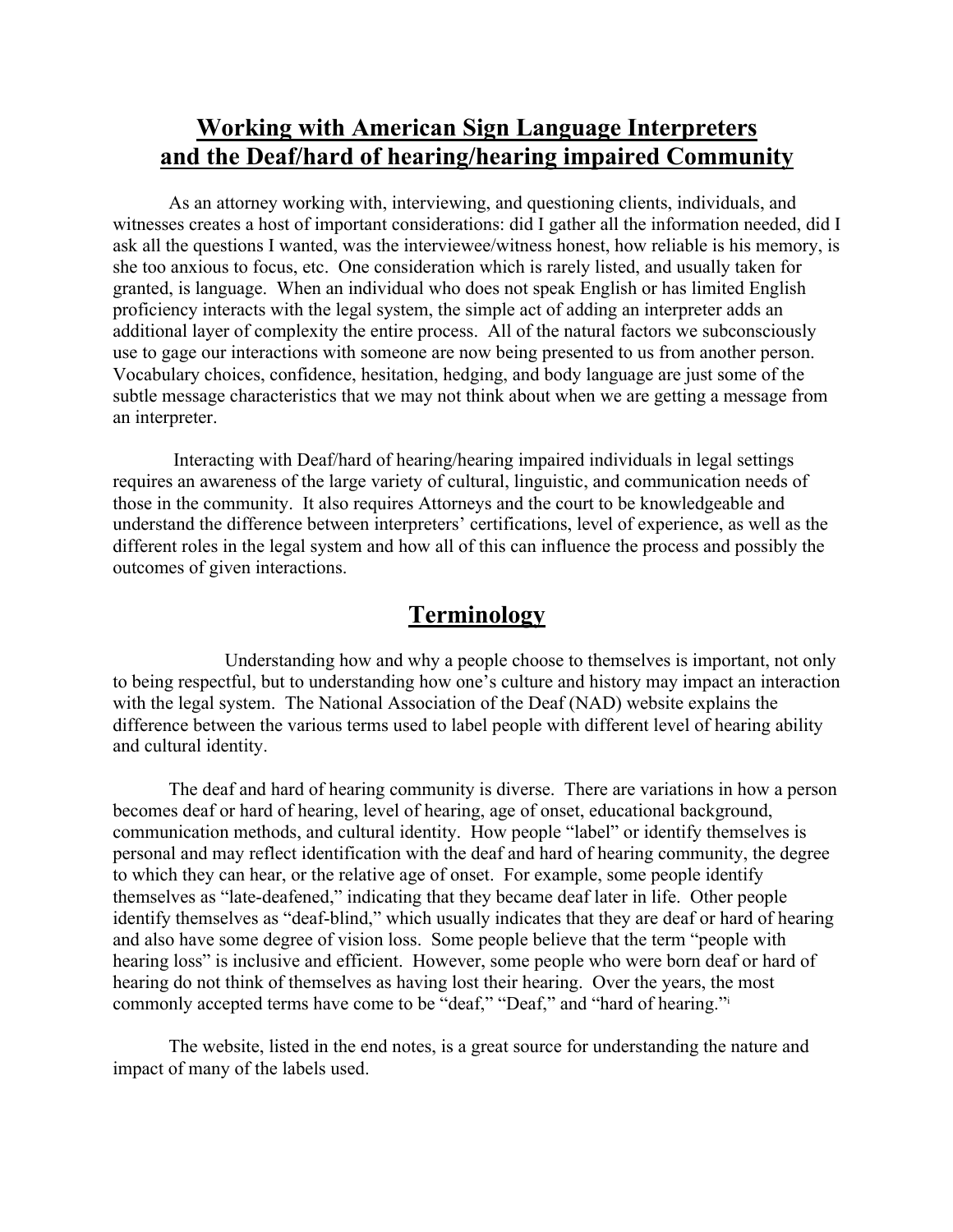# Working with American Sign Language Interpreters and the Deaf/hard of hearing/hearing impaired Community

As an attorney working with, interviewing, and questioning clients, individuals, and witnesses creates a host of important considerations: did I gather all the information needed, did I ask all the questions I wanted, was the interviewee/witness honest, how reliable is his memory, is she too anxious to focus, etc. One consideration which is rarely listed, and usually taken for granted, is language. When an individual who does not speak English or has limited English proficiency interacts with the legal system, the simple act of adding an interpreter adds an additional layer of complexity the entire process. All of the natural factors we subconsciously use to gage our interactions with someone are now being presented to us from another person. Vocabulary choices, confidence, hesitation, hedging, and body language are just some of the subtle message characteristics that we may not think about when we are getting a message from an interpreter.

Interacting with Deaf/hard of hearing/hearing impaired individuals in legal settings requires an awareness of the large variety of cultural, linguistic, and communication needs of those in the community. It also requires Attorneys and the court to be knowledgeable and understand the difference between interpreters' certifications, level of experience, as well as the different roles in the legal system and how all of this can influence the process and possibly the outcomes of given interactions.

## Terminology

Understanding how and why a people choose to themselves is important, not only to being respectful, but to understanding how one's culture and history may impact an interaction with the legal system. The National Association of the Deaf (NAD) website explains the difference between the various terms used to label people with different level of hearing ability and cultural identity.

The deaf and hard of hearing community is diverse. There are variations in how a person becomes deaf or hard of hearing, level of hearing, age of onset, educational background, communication methods, and cultural identity. How people "label" or identify themselves is personal and may reflect identification with the deaf and hard of hearing community, the degree to which they can hear, or the relative age of onset. For example, some people identify themselves as "late-deafened," indicating that they became deaf later in life. Other people identify themselves as "deaf-blind," which usually indicates that they are deaf or hard of hearing and also have some degree of vision loss. Some people believe that the term "people with hearing loss" is inclusive and efficient. However, some people who were born deaf or hard of hearing do not think of themselves as having lost their hearing. Over the years, the most commonly accepted terms have come to be "deaf," "Deaf," and "hard of hearing."[i]

The website, listed in the end notes, is a great source for understanding the nature and impact of many of the labels used.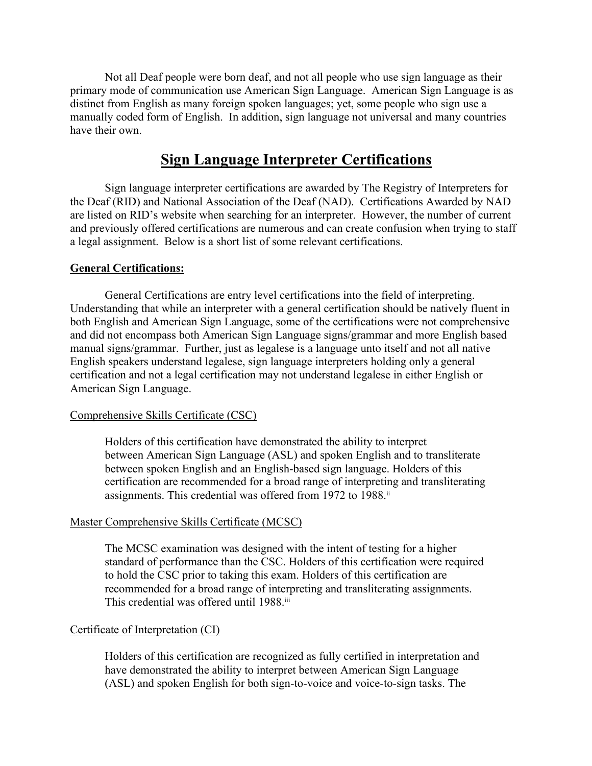Not all Deaf people were born deaf, and not all people who use sign language as their primary mode of communication use American Sign Language. American Sign Language is as distinct from English as many foreign spoken languages; yet, some people who sign use a manually coded form of English. In addition, sign language not universal and many countries have their own.

## **Sign Language Interpreter Certifications**

Sign language interpreter certifications are awarded by The Registry of Interpreters for the Deaf (RID) and National Association of the Deaf (NAD). Certifications Awarded by NAD are listed on RID's website when searching for an interpreter. However, the number of current and previously offered certifications are numerous and can create confusion when trying to staff a legal assignment. Below is a short list of some relevant certifications.

### **General Certifications:**

General Certifications are entry level certifications into the field of interpreting. Understanding that while an interpreter with a general certification should be natively fluent in both English and American Sign Language, some of the certifications were not comprehensive and did not encompass both American Sign Language signs/grammar and more English based manual signs/grammar. Further, just as legalese is a language unto itself and not all native English speakers understand legalese, sign language interpreters holding only a general certification and not a legal certification may not understand legalese in either English or American Sign Language.

#### Comprehensive Skills Certificate (CSC)

> Holders of this certification have demonstrated the ability to interpret between American Sign Language (ASL) and spoken English and to transliterate between spoken English and an English-based sign language. Holders of this certification are recommended for a broad range of interpreting and transliterating assignments. This credential was offered from 1972 to 1988.[ii]

#### Master Comprehensive Skills Certificate (MCSC)

> The MCSC examination was designed with the intent of testing for a higher standard of performance than the CSC. Holders of this certification were required to hold the CSC prior to taking this exam. Holders of this certification are recommended for a broad range of interpreting and transliterating assignments. This credential was offered until 1988.[iii]

#### Certificate of Interpretation (CI)

> Holders of this certification are recognized as fully certified in interpretation and have demonstrated the ability to interpret between American Sign Language (ASL) and spoken English for both sign-to-voice and voice-to-sign tasks. The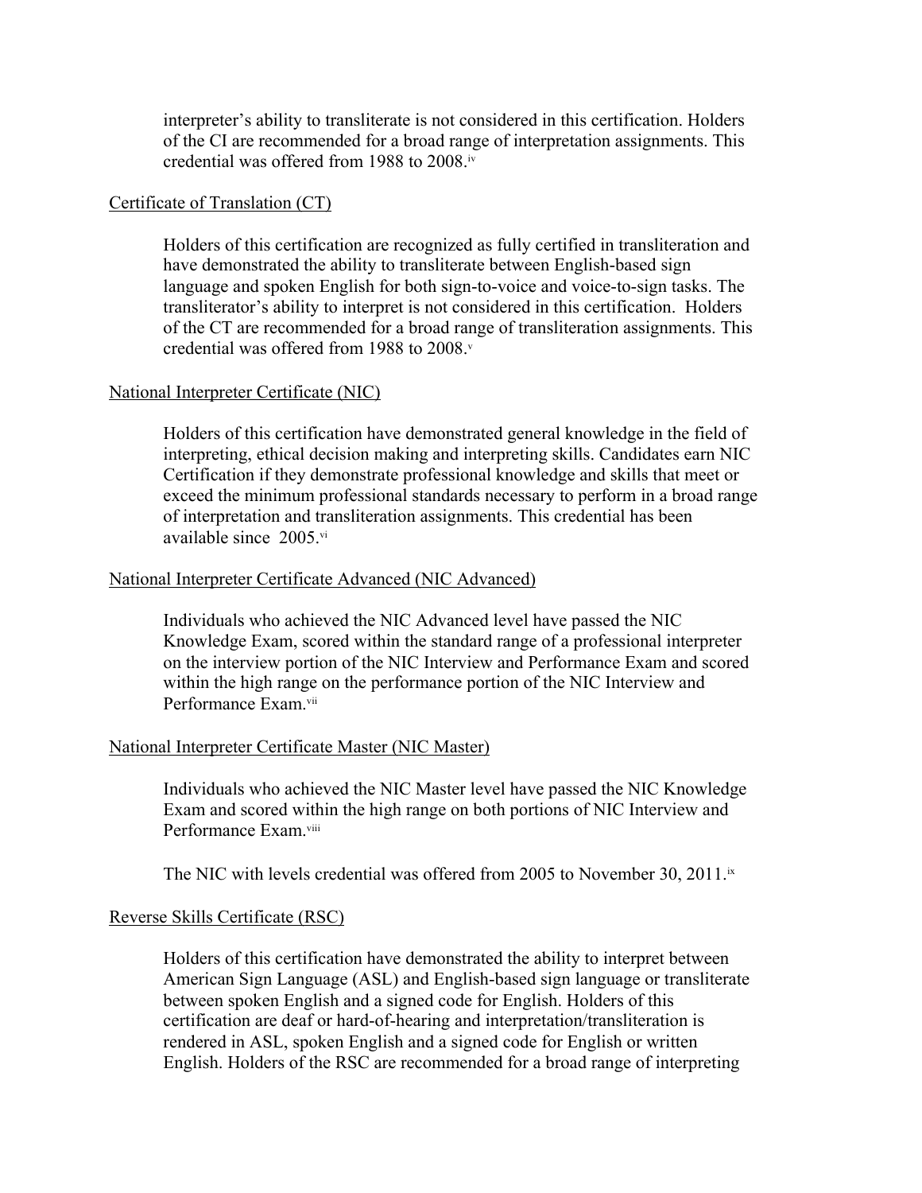interpreter's ability to transliterate is not considered in this certification. Holders of the CI are recommended for a broad range of interpretation assignments. This credential was offered from 1988 to 2008.[iv]

Certificate of Translation (CT)

Holders of this certification are recognized as fully certified in transliteration and have demonstrated the ability to transliterate between English-based sign language and spoken English for both sign-to-voice and voice-to-sign tasks. The transliterator's ability to interpret is not considered in this certification. Holders of the CT are recommended for a broad range of transliteration assignments. This credential was offered from 1988 to 2008.[v]

National Interpreter Certificate (NIC)

Holders of this certification have demonstrated general knowledge in the field of interpreting, ethical decision making and interpreting skills. Candidates earn NIC Certification if they demonstrate professional knowledge and skills that meet or exceed the minimum professional standards necessary to perform in a broad range of interpretation and transliteration assignments. This credential has been available since 2005.[vi]

National Interpreter Certificate Advanced (NIC Advanced)

Individuals who achieved the NIC Advanced level have passed the NIC Knowledge Exam, scored within the standard range of a professional interpreter on the interview portion of the NIC Interview and Performance Exam and scored within the high range on the performance portion of the NIC Interview and Performance Exam.[vii]

National Interpreter Certificate Master (NIC Master)

Individuals who achieved the NIC Master level have passed the NIC Knowledge Exam and scored within the high range on both portions of NIC Interview and Performance Exam.[viii]

The NIC with levels credential was offered from 2005 to November 30, 2011.[ix]

Reverse Skills Certificate (RSC)

Holders of this certification have demonstrated the ability to interpret between American Sign Language (ASL) and English-based sign language or transliterate between spoken English and a signed code for English. Holders of this certification are deaf or hard-of-hearing and interpretation/transliteration is rendered in ASL, spoken English and a signed code for English or written English. Holders of the RSC are recommended for a broad range of interpreting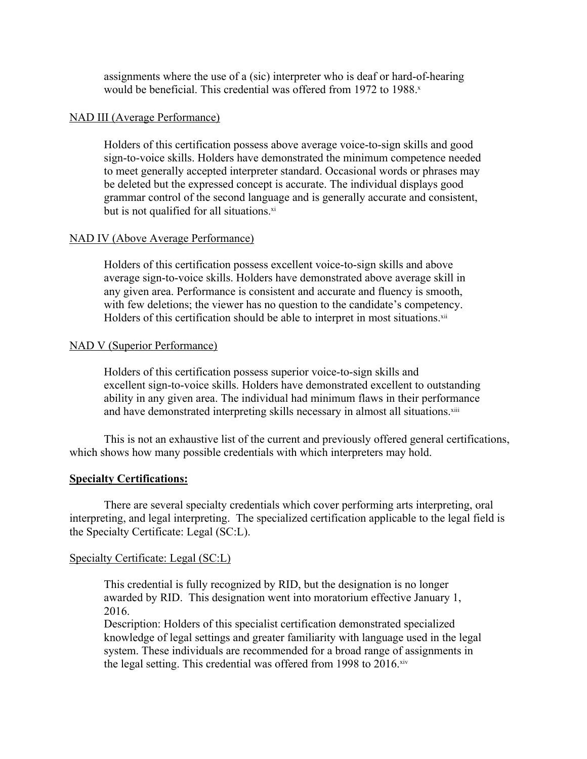assignments where the use of a (sic) interpreter who is deaf or hard-of-hearing would be beneficial. This credential was offered from 1972 to 1988.[x]

NAD III (Average Performance)

Holders of this certification possess above average voice-to-sign skills and good sign-to-voice skills. Holders have demonstrated the minimum competence needed to meet generally accepted interpreter standard. Occasional words or phrases may be deleted but the expressed concept is accurate. The individual displays good grammar control of the second language and is generally accurate and consistent, but is not qualified for all situations.[xi]

NAD IV (Above Average Performance)

Holders of this certification possess excellent voice-to-sign skills and above average sign-to-voice skills. Holders have demonstrated above average skill in any given area. Performance is consistent and accurate and fluency is smooth, with few deletions; the viewer has no question to the candidate's competency. Holders of this certification should be able to interpret in most situations.[xii]

NAD V (Superior Performance)

Holders of this certification possess superior voice-to-sign skills and excellent sign-to-voice skills. Holders have demonstrated excellent to outstanding ability in any given area. The individual had minimum flaws in their performance and have demonstrated interpreting skills necessary in almost all situations.[xiii]

This is not an exhaustive list of the current and previously offered general certifications, which shows how many possible credentials with which interpreters may hold.

**Specialty Certifications:**

There are several specialty credentials which cover performing arts interpreting, oral interpreting, and legal interpreting. The specialized certification applicable to the legal field is the Specialty Certificate: Legal (SC:L).

Specialty Certificate: Legal (SC:L)

This credential is fully recognized by RID, but the designation is no longer awarded by RID. This designation went into moratorium effective January 1, 2016.
Description: Holders of this specialist certification demonstrated specialized knowledge of legal settings and greater familiarity with language used in the legal system. These individuals are recommended for a broad range of assignments in the legal setting. This credential was offered from 1998 to 2016.[xiv]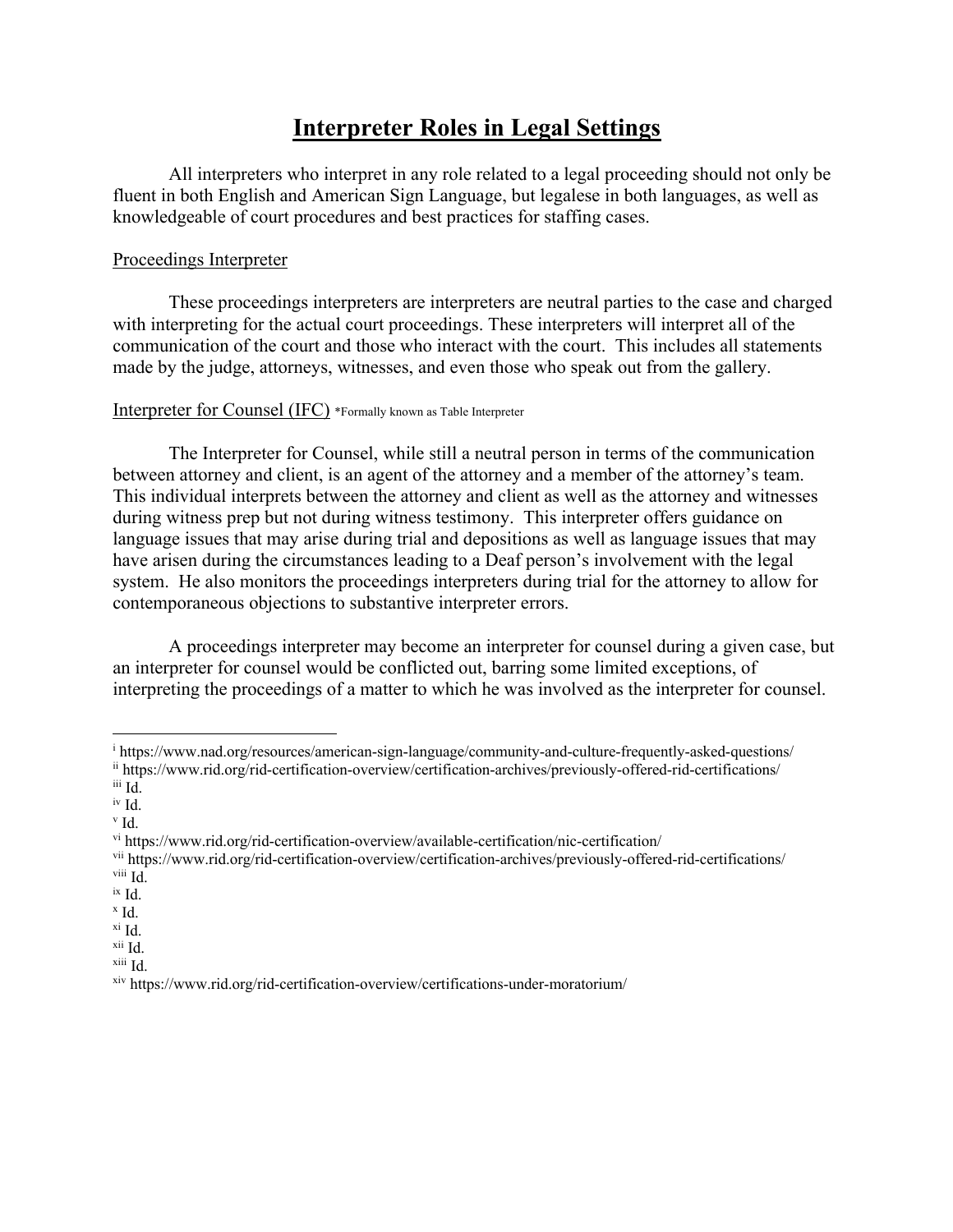# Interpreter Roles in Legal Settings

All interpreters who interpret in any role related to a legal proceeding should not only be fluent in both English and American Sign Language, but legalese in both languages, as well as knowledgeable of court procedures and best practices for staffing cases.

## Proceedings Interpreter

These proceedings interpreters are interpreters are neutral parties to the case and charged with interpreting for the actual court proceedings. These interpreters will interpret all of the communication of the court and those who interact with the court. This includes all statements made by the judge, attorneys, witnesses, and even those who speak out from the gallery.

## Interpreter for Counsel (IFC) *Formally known as Table Interpreter

The Interpreter for Counsel, while still a neutral person in terms of the communication between attorney and client, is an agent of the attorney and a member of the attorney's team. This individual interprets between the attorney and client as well as the attorney and witnesses during witness prep but not during witness testimony. This interpreter offers guidance on language issues that may arise during trial and depositions as well as language issues that may have arisen during the circumstances leading to a Deaf person's involvement with the legal system. He also monitors the proceedings interpreters during trial for the attorney to allow for contemporaneous objections to substantive interpreter errors.

A proceedings interpreter may become an interpreter for counsel during a given case, but an interpreter for counsel would be conflicted out, barring some limited exceptions, of interpreting the proceedings of a matter to which he was involved as the interpreter for counsel.

---

[i] https://www.nad.org/resources/american-sign-language/community-and-culture-frequently-asked-questions/
[ii] https://www.rid.org/rid-certification-overview/certification-archives/previously-offered-rid-certifications/
[iii] Id.
[iv] Id.
[v] Id.
[vi] https://www.rid.org/rid-certification-overview/available-certification/nic-certification/
[vii] https://www.rid.org/rid-certification-overview/certification-archives/previously-offered-rid-certifications/
[viii] Id.
[ix] Id.
[x] Id.
[xi] Id.
[xii] Id.
[xiii] Id.
[xiv] https://www.rid.org/rid-certification-overview/certifications-under-moratorium/